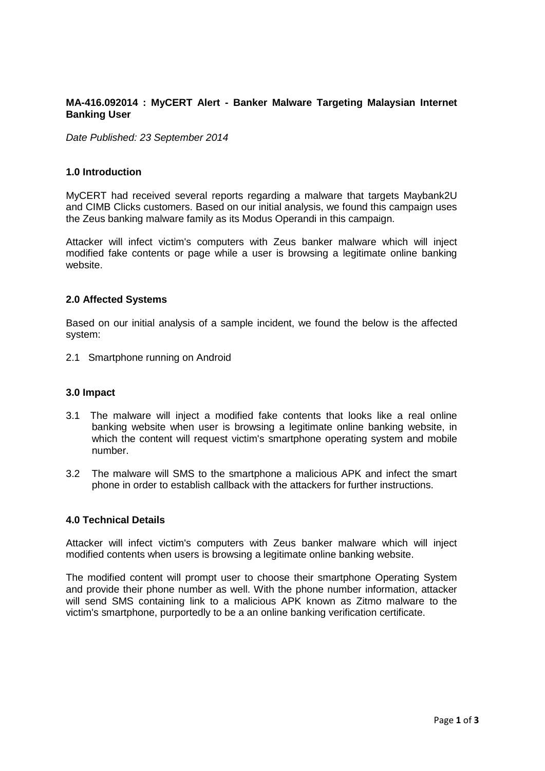**MA-416.092014 : MyCERT Alert - Banker Malware Targeting Malaysian Internet Banking User**

*Date Published: 23 September 2014*

## 1.0 Introduction

MyCERT had received several reports regarding a malware that targets Maybank2U and CIMB Clicks customers. Based on our initial analysis, we found this campaign uses the Zeus banking malware family as its Modus Operandi in this campaign.

Attacker will infect victim's computers with Zeus banker malware which will inject modified fake contents or page while a user is browsing a legitimate online banking website.

## 2.0 Affected Systems

Based on our initial analysis of a sample incident, we found the below is the affected system:

2.1 Smartphone running on Android

## 3.0 Impact

3.1 The malware will inject a modified fake contents that looks like a real online banking website when user is browsing a legitimate online banking website, in which the content will request victim's smartphone operating system and mobile number.

3.2 The malware will SMS to the smartphone a malicious APK and infect the smart phone in order to establish callback with the attackers for further instructions.

## 4.0 Technical Details

Attacker will infect victim's computers with Zeus banker malware which will inject modified contents when users is browsing a legitimate online banking website.

The modified content will prompt user to choose their smartphone Operating System and provide their phone number as well. With the phone number information, attacker will send SMS containing link to a malicious APK known as Zitmo malware to the victim's smartphone, purportedly to be a an online banking verification certificate.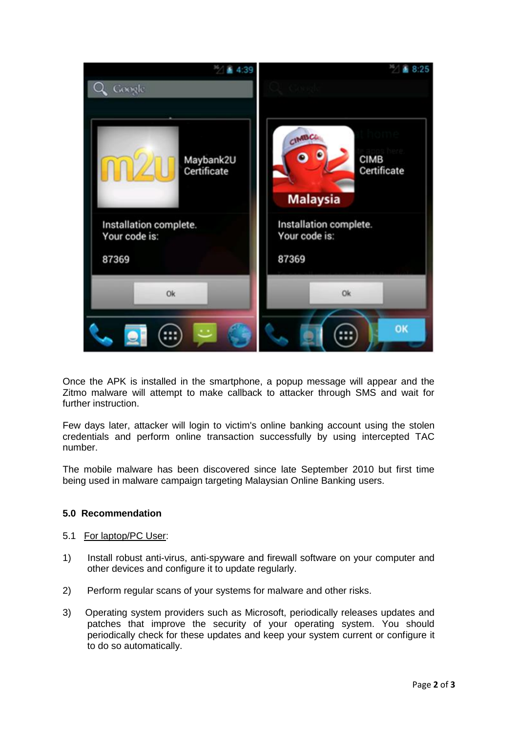Once the APK is installed in the smartphone, a popup message will appear and the Zitmo malware will attempt to make callback to attacker through SMS and wait for further instruction.

Few days later, attacker will login to victim's online banking account using the stolen credentials and perform online transaction successfully by using intercepted TAC number.

The mobile malware has been discovered since late September 2010 but first time being used in malware campaign targeting Malaysian Online Banking users.

**5.0 Recommendation**

5.1 For laptop/PC User:

1) Install robust anti-virus, anti-spyware and firewall software on your computer and other devices and configure it to update regularly.

2) Perform regular scans of your systems for malware and other risks.

3) Operating system providers such as Microsoft, periodically releases updates and patches that improve the security of your operating system. You should periodically check for these updates and keep your system current or configure it to do so automatically.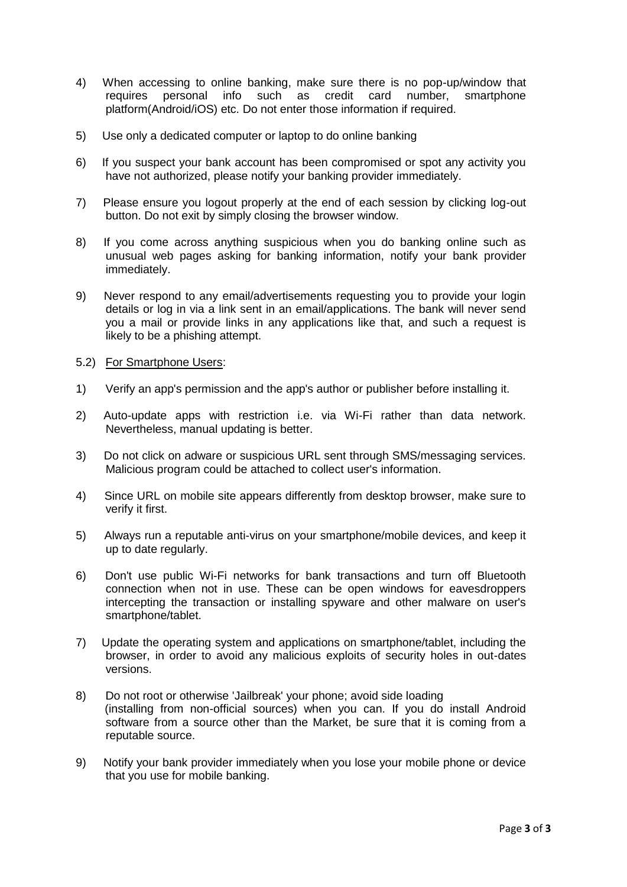4) When accessing to online banking, make sure there is no pop-up/window that requires personal info such as credit card number, smartphone platform(Android/iOS) etc. Do not enter those information if required.

5) Use only a dedicated computer or laptop to do online banking

6) If you suspect your bank account has been compromised or spot any activity you have not authorized, please notify your banking provider immediately.

7) Please ensure you logout properly at the end of each session by clicking log-out button. Do not exit by simply closing the browser window.

8) If you come across anything suspicious when you do banking online such as unusual web pages asking for banking information, notify your bank provider immediately.

9) Never respond to any email/advertisements requesting you to provide your login details or log in via a link sent in an email/applications. The bank will never send you a mail or provide links in any applications like that, and such a request is likely to be a phishing attempt.

5.2) <u>For Smartphone Users</u>:

1) Verify an app's permission and the app's author or publisher before installing it.

2) Auto-update apps with restriction i.e. via Wi-Fi rather than data network. Nevertheless, manual updating is better.

3) Do not click on adware or suspicious URL sent through SMS/messaging services. Malicious program could be attached to collect user's information.

4) Since URL on mobile site appears differently from desktop browser, make sure to verify it first.

5) Always run a reputable anti-virus on your smartphone/mobile devices, and keep it up to date regularly.

6) Don't use public Wi-Fi networks for bank transactions and turn off Bluetooth connection when not in use. These can be open windows for eavesdroppers intercepting the transaction or installing spyware and other malware on user's smartphone/tablet.

7) Update the operating system and applications on smartphone/tablet, including the browser, in order to avoid any malicious exploits of security holes in out-dates versions.

8) Do not root or otherwise 'Jailbreak' your phone; avoid side loading (installing from non-official sources) when you can. If you do install Android software from a source other than the Market, be sure that it is coming from a reputable source.

9) Notify your bank provider immediately when you lose your mobile phone or device that you use for mobile banking.